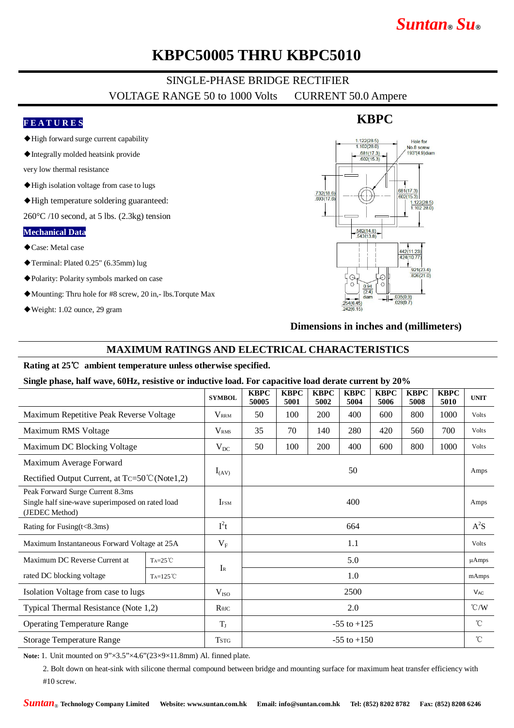# KBPC50005 THRU KBPC5010

SINGLE-PHASE BRIDGE RECTIFIER

VOLTAGE RANGE 50 to 1000 Volts    CURRENT 50.0 Ampere

## FEATURES

- ◆High forward surge current capability
- ◆Integrally molded heatsink provide very low thermal resistance
- ◆High isolation voltage from case to lugs
- ◆High temperature soldering guaranteed: 260°C /10 second, at 5 lbs. (2.3kg) tension

## Mechanical Data

- ◆Case: Metal case
- ◆Terminal: Plated 0.25" (6.35mm) lug
- ◆Polarity: Polarity symbols marked on case
- ◆Mounting: Thru hole for #8 screw, 20 in,- lbs.Torqute Max
- ◆Weight: 1.02 ounce, 29 gram

## KBPC

Dimensions in inches and (millimeters)

## MAXIMUM RATINGS AND ELECTRICAL CHARACTERISTICS

**Rating at 25℃ ambient temperature unless otherwise specified.**

**Single phase, half wave, 60Hz, resistive or inductive load. For capacitive load derate current by 20%**

| | | SYMBOL | KBPC 50005 | KBPC 5001 | KBPC 5002 | KBPC 5004 | KBPC 5006 | KBPC 5008 | KBPC 5010 | UNIT |
|---|---|---|---|---|---|---|---|---|---|---|
| Maximum Repetitive Peak Reverse Voltage | | $V_{RRM}$ | 50 | 100 | 200 | 400 | 600 | 800 | 1000 | Volts |
| Maximum RMS Voltage | | $V_{RMS}$ | 35 | 70 | 140 | 280 | 420 | 560 | 700 | Volts |
| Maximum DC Blocking Voltage | | $V_{DC}$ | 50 | 100 | 200 | 400 | 600 | 800 | 1000 | Volts |
| Maximum Average Forward Rectified Output Current, at $T_C$=50℃(Note1,2) | | $I_{(AV)}$ | 50 | | | | | | | Amps |
| Peak Forward Surge Current 8.3ms Single half sine-wave superimposed on rated load (JEDEC Method) | | $I_{FSM}$ | 400 | | | | | | | Amps |
| Rating for Fusing(t<8.3ms) | | $I^2t$ | 664 | | | | | | | $A^2S$ |
| Maximum Instantaneous Forward Voltage at 25A | | $V_F$ | 1.1 | | | | | | | Volts |
| Maximum DC Reverse Current at rated DC blocking voltage | $T_A$=25℃ | $I_R$ | 5.0 | | | | | | | µAmps |
| | $T_A$=125℃ | | 1.0 | | | | | | | mAmps |
| Isolation Voltage from case to lugs | | $V_{ISO}$ | 2500 | | | | | | | $V_{AC}$ |
| Typical Thermal Resistance (Note 1,2) | | $R_{\theta JC}$ | 2.0 | | | | | | | ℃/W |
| Operating Temperature Range | | $T_J$ | -55 to +125 | | | | | | | ℃ |
| Storage Temperature Range | | $T_{STG}$ | -55 to +150 | | | | | | | ℃ |

**Note:** 1. Unit mounted on 9"×3.5"×4.6"(23×9×11.8mm) Al. finned plate.

2. Bolt down on heat-sink with silicone thermal compound between bridge and mounting surface for maximum heat transfer efficiency with #10 screw.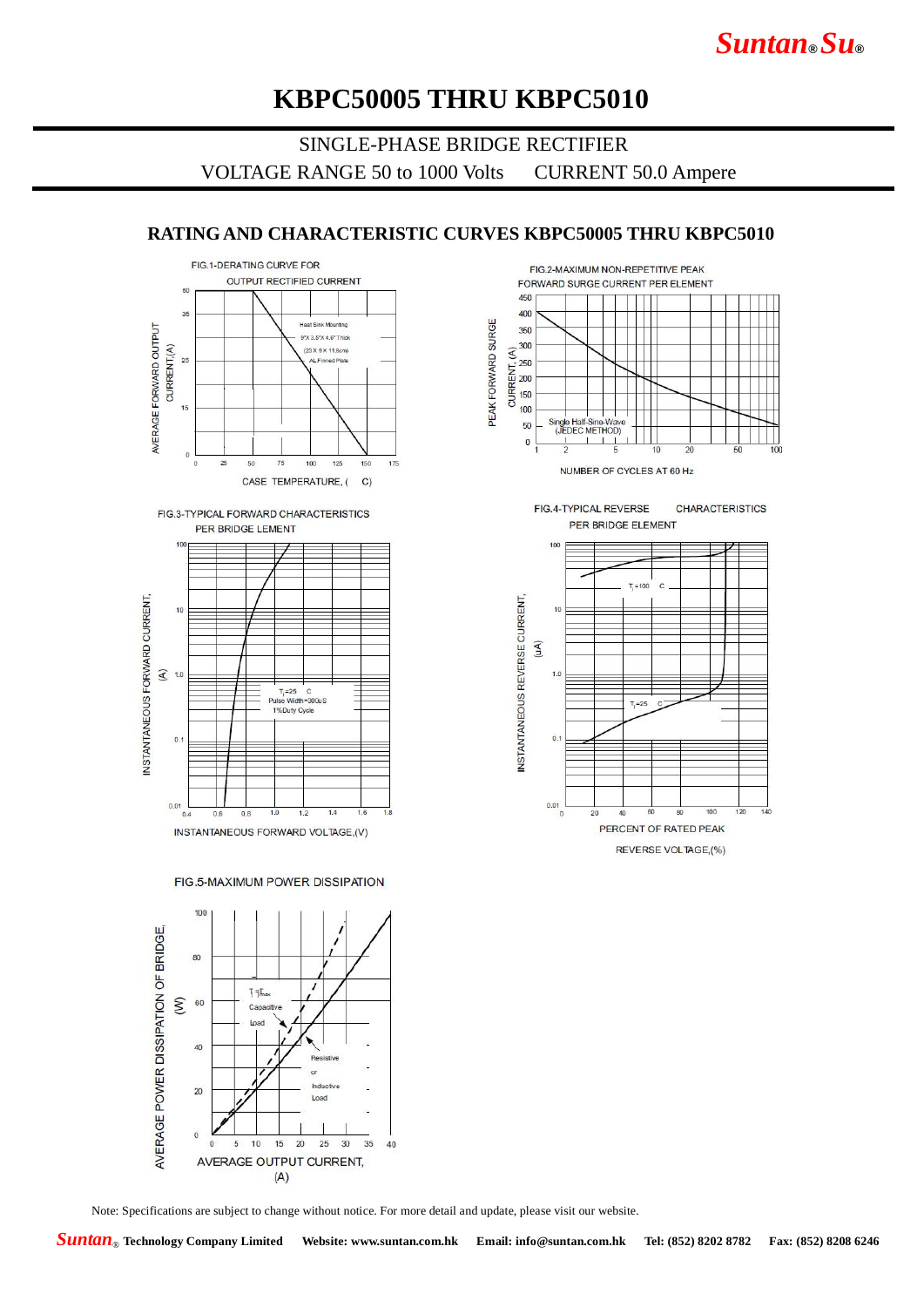# KBPC50005 THRU KBPC5010

SINGLE-PHASE BRIDGE RECTIFIER

VOLTAGE RANGE 50 to 1000 Volts    CURRENT 50.0 Ampere

## RATING AND CHARACTERISTIC CURVES KBPC50005 THRU KBPC5010

FIG.1-DERATING CURVE FOR OUTPUT RECTIFIED CURRENT

AVERAGE FORWARD OUTPUT CURRENT,(A)

50
35
25
15
0

0 25 50 75 100 125 150 175

CASE TEMPERATURE, ( C)

Heat Sink Mounting
9"X 3.5"X 4.6" Thick
(23 X 9 X 11.8cm)
AL.Finned Plate

FIG.2-MAXIMUM NON-REPETITIVE PEAK FORWARD SURGE CURRENT PER ELEMENT

PEAK FORWARD SURGE CURRENT, (A)

450
400
350
300
250
200
150
100
50
0

1 2 5 10 20 50 100

NUMBER OF CYCLES AT 60 Hz

Single Half-Sine-Wave
(JEDEC METHOD)

FIG.3-TYPICAL FORWARD CHARACTERISTICS PER BRIDGE LEMENT

INSTANTANEOUS FORWARD CURRENT, (A)

100
10
1.0
0.1
0.01

0.4 0.6 0.8 1.0 1.2 1.4 1.6 1.8

INSTANTANEOUS FORWARD VOLTAGE,(V)

$T_j$=25 C
Pulse Width=300uS
1%Duty Cycle

FIG.4-TYPICAL REVERSE CHARACTERISTICS PER BRIDGE ELEMENT

INSTANTANEOUS REVERSE CURRENT, (uA)

100
10
1.0
0.1
0.01

0 20 40 60 80 100 120 140

PERCENT OF RATED PEAK REVERSE VOLTAGE,(%)

$T_j$=100 C

$T_j$=25 C

FIG.5-MAXIMUM POWER DISSIPATION

AVERAGE POWER DISSIPATION OF BRIDGE, (W)

100
80
60
40
20
0

0 5 10 15 20 25 30 35 40

AVERAGE OUTPUT CURRENT, (A)

$T_j$=$T_{jmax}$
Capacitive Load

Resistive or Inductive Load

Note: Specifications are subject to change without notice. For more detail and update, please visit our website.

**Suntan® Technology Company Limited    Website: www.suntan.com.hk    Email: info@suntan.com.hk    Tel: (852) 8202 8782    Fax: (852) 8208 6246**